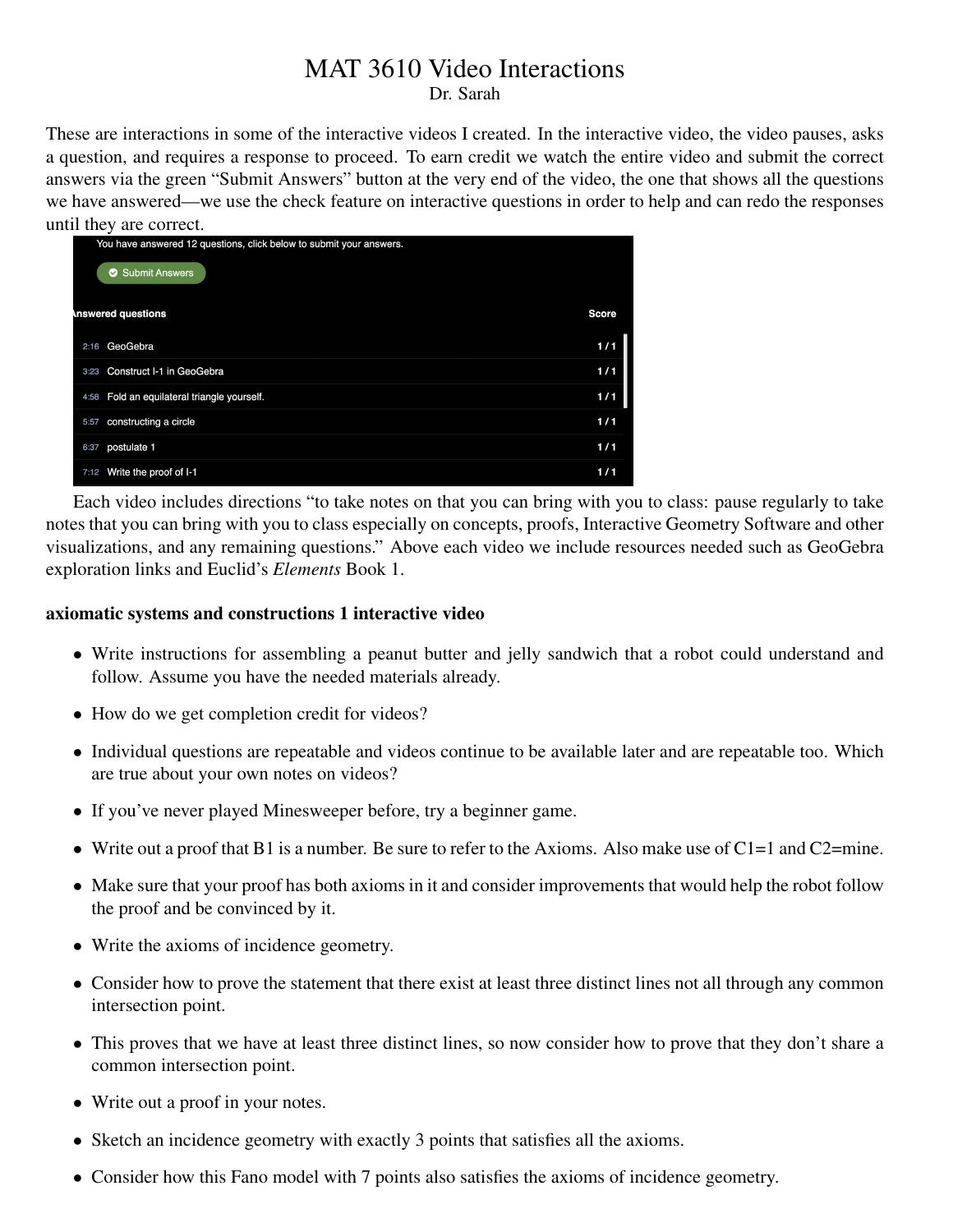# MAT 3610 Video Interactions

Dr. Sarah

These are interactions in some of the interactive videos I created. In the interactive video, the video pauses, asks a question, and requires a response to proceed. To earn credit we watch the entire video and submit the correct answers via the green "Submit Answers" button at the very end of the video, the one that shows all the questions we have answered—we use the check feature on interactive questions in order to help and can redo the responses until they are correct.

You have answered 12 questions, click below to submit your answers.

Submit Answers

| Answered questions | Score |
|---|---|
| 2:16 GeoGebra | 1 / 1 |
| 3:23 Construct I-1 in GeoGebra | 1 / 1 |
| 4:58 Fold an equilateral triangle yourself. | 1 / 1 |
| 5:57 constructing a circle | 1 / 1 |
| 6:37 postulate 1 | 1 / 1 |
| 7:12 Write the proof of I-1 | 1 / 1 |

Each video includes directions "to take notes on that you can bring with you to class: pause regularly to take notes that you can bring with you to class especially on concepts, proofs, Interactive Geometry Software and other visualizations, and any remaining questions." Above each video we include resources needed such as GeoGebra exploration links and Euclid's *Elements* Book 1.

**axiomatic systems and constructions 1 interactive video**

- Write instructions for assembling a peanut butter and jelly sandwich that a robot could understand and follow. Assume you have the needed materials already.
- How do we get completion credit for videos?
- Individual questions are repeatable and videos continue to be available later and are repeatable too. Which are true about your own notes on videos?
- If you've never played Minesweeper before, try a beginner game.
- Write out a proof that B1 is a number. Be sure to refer to the Axioms. Also make use of C1=1 and C2=mine.
- Make sure that your proof has both axioms in it and consider improvements that would help the robot follow the proof and be convinced by it.
- Write the axioms of incidence geometry.
- Consider how to prove the statement that there exist at least three distinct lines not all through any common intersection point.
- This proves that we have at least three distinct lines, so now consider how to prove that they don't share a common intersection point.
- Write out a proof in your notes.
- Sketch an incidence geometry with exactly 3 points that satisfies all the axioms.
- Consider how this Fano model with 7 points also satisfies the axioms of incidence geometry.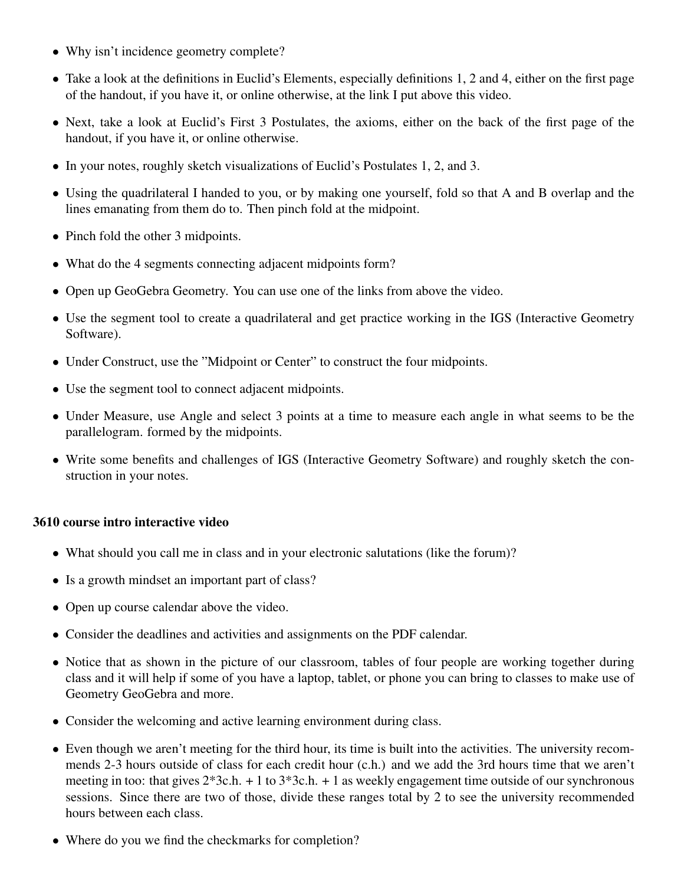- Why isn't incidence geometry complete?
- Take a look at the definitions in Euclid's Elements, especially definitions 1, 2 and 4, either on the first page of the handout, if you have it, or online otherwise, at the link I put above this video.
- Next, take a look at Euclid's First 3 Postulates, the axioms, either on the back of the first page of the handout, if you have it, or online otherwise.
- In your notes, roughly sketch visualizations of Euclid's Postulates 1, 2, and 3.
- Using the quadrilateral I handed to you, or by making one yourself, fold so that A and B overlap and the lines emanating from them do to. Then pinch fold at the midpoint.
- Pinch fold the other 3 midpoints.
- What do the 4 segments connecting adjacent midpoints form?
- Open up GeoGebra Geometry. You can use one of the links from above the video.
- Use the segment tool to create a quadrilateral and get practice working in the IGS (Interactive Geometry Software).
- Under Construct, use the "Midpoint or Center" to construct the four midpoints.
- Use the segment tool to connect adjacent midpoints.
- Under Measure, use Angle and select 3 points at a time to measure each angle in what seems to be the parallelogram. formed by the midpoints.
- Write some benefits and challenges of IGS (Interactive Geometry Software) and roughly sketch the construction in your notes.

**3610 course intro interactive video**

- What should you call me in class and in your electronic salutations (like the forum)?
- Is a growth mindset an important part of class?
- Open up course calendar above the video.
- Consider the deadlines and activities and assignments on the PDF calendar.
- Notice that as shown in the picture of our classroom, tables of four people are working together during class and it will help if some of you have a laptop, tablet, or phone you can bring to classes to make use of Geometry GeoGebra and more.
- Consider the welcoming and active learning environment during class.
- Even though we aren't meeting for the third hour, its time is built into the activities. The university recommends 2-3 hours outside of class for each credit hour (c.h.) and we add the 3rd hours time that we aren't meeting in too: that gives 2*3c.h. + 1 to 3*3c.h. + 1 as weekly engagement time outside of our synchronous sessions. Since there are two of those, divide these ranges total by 2 to see the university recommended hours between each class.
- Where do you we find the checkmarks for completion?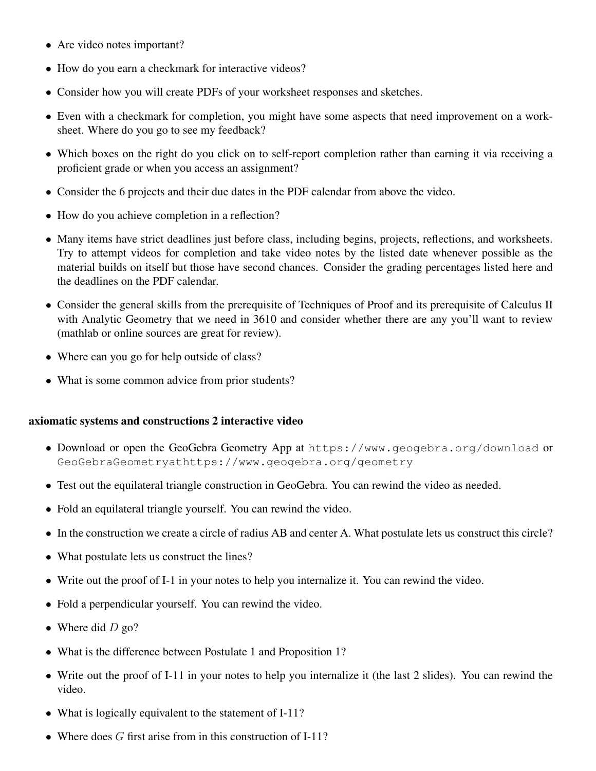- Are video notes important?
- How do you earn a checkmark for interactive videos?
- Consider how you will create PDFs of your worksheet responses and sketches.
- Even with a checkmark for completion, you might have some aspects that need improvement on a worksheet. Where do you go to see my feedback?
- Which boxes on the right do you click on to self-report completion rather than earning it via receiving a proficient grade or when you access an assignment?
- Consider the 6 projects and their due dates in the PDF calendar from above the video.
- How do you achieve completion in a reflection?
- Many items have strict deadlines just before class, including begins, projects, reflections, and worksheets. Try to attempt videos for completion and take video notes by the listed date whenever possible as the material builds on itself but those have second chances. Consider the grading percentages listed here and the deadlines on the PDF calendar.
- Consider the general skills from the prerequisite of Techniques of Proof and its prerequisite of Calculus II with Analytic Geometry that we need in 3610 and consider whether there are any you'll want to review (mathlab or online sources are great for review).
- Where can you go for help outside of class?
- What is some common advice from prior students?

**axiomatic systems and constructions 2 interactive video**

- Download or open the GeoGebra Geometry App at `https://www.geogebra.org/download` or `GeoGebraGeometryathttps://www.geogebra.org/geometry`
- Test out the equilateral triangle construction in GeoGebra. You can rewind the video as needed.
- Fold an equilateral triangle yourself. You can rewind the video.
- In the construction we create a circle of radius AB and center A. What postulate lets us construct this circle?
- What postulate lets us construct the lines?
- Write out the proof of I-1 in your notes to help you internalize it. You can rewind the video.
- Fold a perpendicular yourself. You can rewind the video.
- Where did $D$ go?
- What is the difference between Postulate 1 and Proposition 1?
- Write out the proof of I-11 in your notes to help you internalize it (the last 2 slides). You can rewind the video.
- What is logically equivalent to the statement of I-11?
- Where does $G$ first arise from in this construction of I-11?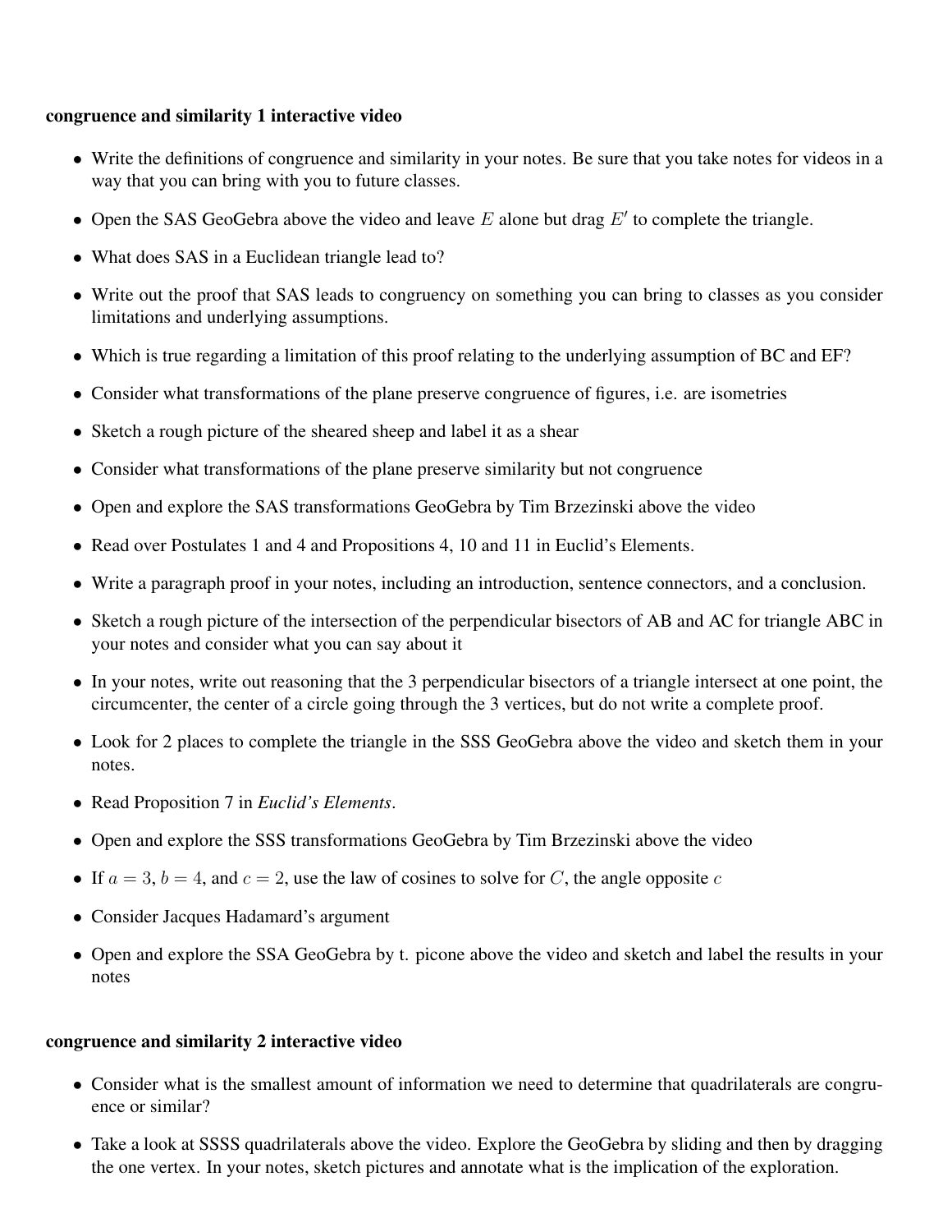**congruence and similarity 1 interactive video**

- Write the definitions of congruence and similarity in your notes. Be sure that you take notes for videos in a way that you can bring with you to future classes.
- Open the SAS GeoGebra above the video and leave $E$ alone but drag $E'$ to complete the triangle.
- What does SAS in a Euclidean triangle lead to?
- Write out the proof that SAS leads to congruency on something you can bring to classes as you consider limitations and underlying assumptions.
- Which is true regarding a limitation of this proof relating to the underlying assumption of BC and EF?
- Consider what transformations of the plane preserve congruence of figures, i.e. are isometries
- Sketch a rough picture of the sheared sheep and label it as a shear
- Consider what transformations of the plane preserve similarity but not congruence
- Open and explore the SAS transformations GeoGebra by Tim Brzezinski above the video
- Read over Postulates 1 and 4 and Propositions 4, 10 and 11 in Euclid's Elements.
- Write a paragraph proof in your notes, including an introduction, sentence connectors, and a conclusion.
- Sketch a rough picture of the intersection of the perpendicular bisectors of AB and AC for triangle ABC in your notes and consider what you can say about it
- In your notes, write out reasoning that the 3 perpendicular bisectors of a triangle intersect at one point, the circumcenter, the center of a circle going through the 3 vertices, but do not write a complete proof.
- Look for 2 places to complete the triangle in the SSS GeoGebra above the video and sketch them in your notes.
- Read Proposition 7 in *Euclid's Elements*.
- Open and explore the SSS transformations GeoGebra by Tim Brzezinski above the video
- If $a = 3$, $b = 4$, and $c = 2$, use the law of cosines to solve for $C$, the angle opposite $c$
- Consider Jacques Hadamard's argument
- Open and explore the SSA GeoGebra by t. picone above the video and sketch and label the results in your notes

**congruence and similarity 2 interactive video**

- Consider what is the smallest amount of information we need to determine that quadrilaterals are congruence or similar?
- Take a look at SSSS quadrilaterals above the video. Explore the GeoGebra by sliding and then by dragging the one vertex. In your notes, sketch pictures and annotate what is the implication of the exploration.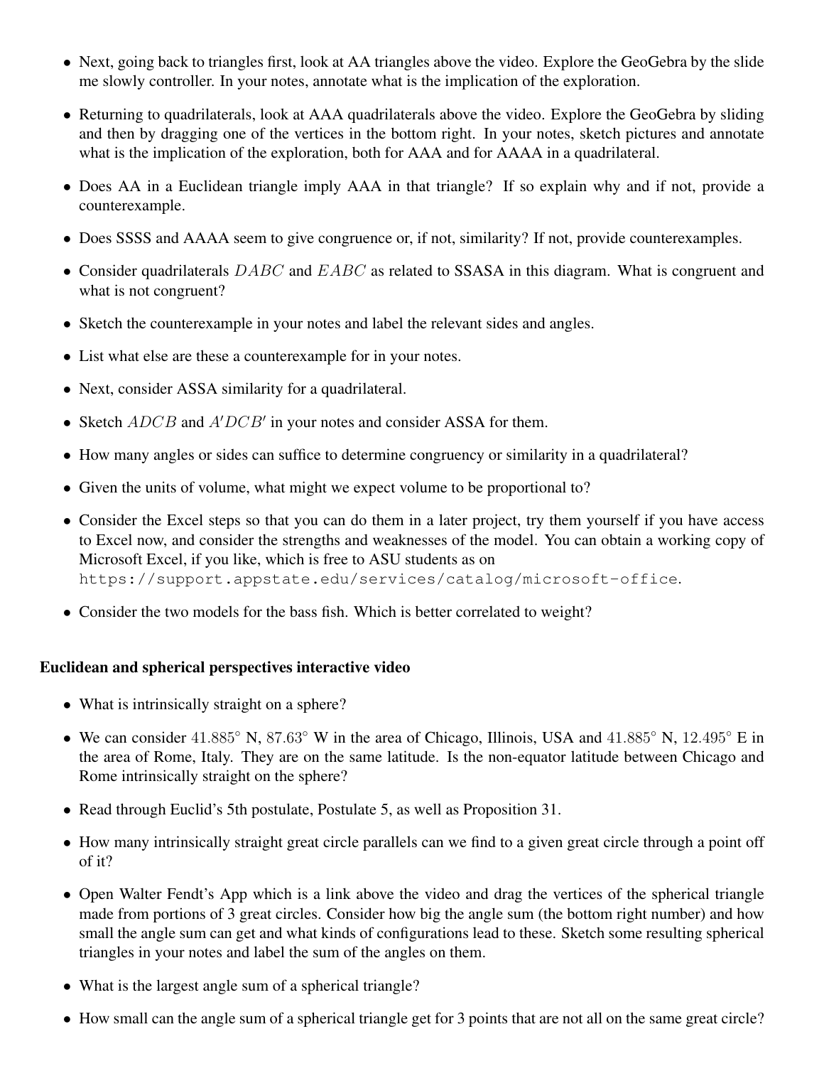- Next, going back to triangles first, look at AA triangles above the video. Explore the GeoGebra by the slide me slowly controller. In your notes, annotate what is the implication of the exploration.
- Returning to quadrilaterals, look at AAA quadrilaterals above the video. Explore the GeoGebra by sliding and then by dragging one of the vertices in the bottom right. In your notes, sketch pictures and annotate what is the implication of the exploration, both for AAA and for AAAA in a quadrilateral.
- Does AA in a Euclidean triangle imply AAA in that triangle? If so explain why and if not, provide a counterexample.
- Does SSSS and AAAA seem to give congruence or, if not, similarity? If not, provide counterexamples.
- Consider quadrilaterals $DABC$ and $EABC$ as related to SSASA in this diagram. What is congruent and what is not congruent?
- Sketch the counterexample in your notes and label the relevant sides and angles.
- List what else are these a counterexample for in your notes.
- Next, consider ASSA similarity for a quadrilateral.
- Sketch $ADCB$ and $A'DCB'$ in your notes and consider ASSA for them.
- How many angles or sides can suffice to determine congruency or similarity in a quadrilateral?
- Given the units of volume, what might we expect volume to be proportional to?
- Consider the Excel steps so that you can do them in a later project, try them yourself if you have access to Excel now, and consider the strengths and weaknesses of the model. You can obtain a working copy of Microsoft Excel, if you like, which is free to ASU students as on `https://support.appstate.edu/services/catalog/microsoft-office`.
- Consider the two models for the bass fish. Which is better correlated to weight?

**Euclidean and spherical perspectives interactive video**

- What is intrinsically straight on a sphere?
- We can consider $41.885°$ N, $87.63°$ W in the area of Chicago, Illinois, USA and $41.885°$ N, $12.495°$ E in the area of Rome, Italy. They are on the same latitude. Is the non-equator latitude between Chicago and Rome intrinsically straight on the sphere?
- Read through Euclid's 5th postulate, Postulate 5, as well as Proposition 31.
- How many intrinsically straight great circle parallels can we find to a given great circle through a point off of it?
- Open Walter Fendt's App which is a link above the video and drag the vertices of the spherical triangle made from portions of 3 great circles. Consider how big the angle sum (the bottom right number) and how small the angle sum can get and what kinds of configurations lead to these. Sketch some resulting spherical triangles in your notes and label the sum of the angles on them.
- What is the largest angle sum of a spherical triangle?
- How small can the angle sum of a spherical triangle get for 3 points that are not all on the same great circle?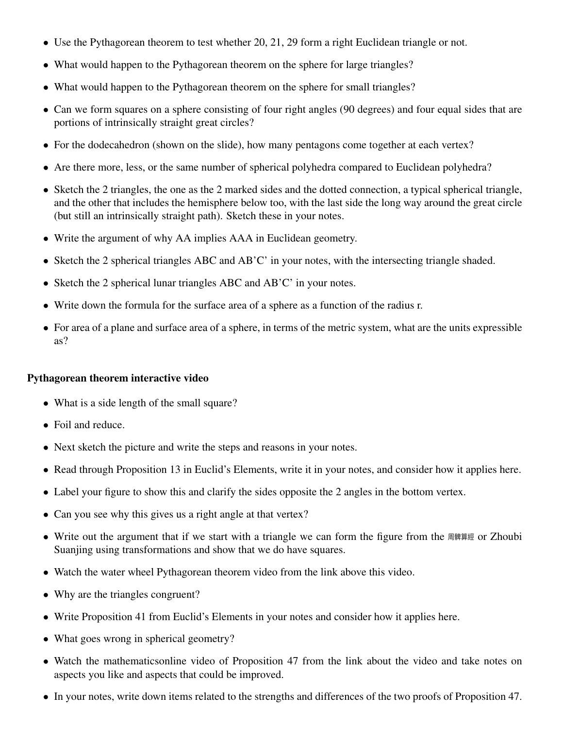- Use the Pythagorean theorem to test whether 20, 21, 29 form a right Euclidean triangle or not.
- What would happen to the Pythagorean theorem on the sphere for large triangles?
- What would happen to the Pythagorean theorem on the sphere for small triangles?
- Can we form squares on a sphere consisting of four right angles (90 degrees) and four equal sides that are portions of intrinsically straight great circles?
- For the dodecahedron (shown on the slide), how many pentagons come together at each vertex?
- Are there more, less, or the same number of spherical polyhedra compared to Euclidean polyhedra?
- Sketch the 2 triangles, the one as the 2 marked sides and the dotted connection, a typical spherical triangle, and the other that includes the hemisphere below too, with the last side the long way around the great circle (but still an intrinsically straight path). Sketch these in your notes.
- Write the argument of why AA implies AAA in Euclidean geometry.
- Sketch the 2 spherical triangles ABC and AB'C' in your notes, with the intersecting triangle shaded.
- Sketch the 2 spherical lunar triangles ABC and AB'C' in your notes.
- Write down the formula for the surface area of a sphere as a function of the radius r.
- For area of a plane and surface area of a sphere, in terms of the metric system, what are the units expressible as?

**Pythagorean theorem interactive video**

- What is a side length of the small square?
- Foil and reduce.
- Next sketch the picture and write the steps and reasons in your notes.
- Read through Proposition 13 in Euclid's Elements, write it in your notes, and consider how it applies here.
- Label your figure to show this and clarify the sides opposite the 2 angles in the bottom vertex.
- Can you see why this gives us a right angle at that vertex?
- Write out the argument that if we start with a triangle we can form the figure from the 周髀算經 or Zhoubi Suanjing using transformations and show that we do have squares.
- Watch the water wheel Pythagorean theorem video from the link above this video.
- Why are the triangles congruent?
- Write Proposition 41 from Euclid's Elements in your notes and consider how it applies here.
- What goes wrong in spherical geometry?
- Watch the mathematicsonline video of Proposition 47 from the link about the video and take notes on aspects you like and aspects that could be improved.
- In your notes, write down items related to the strengths and differences of the two proofs of Proposition 47.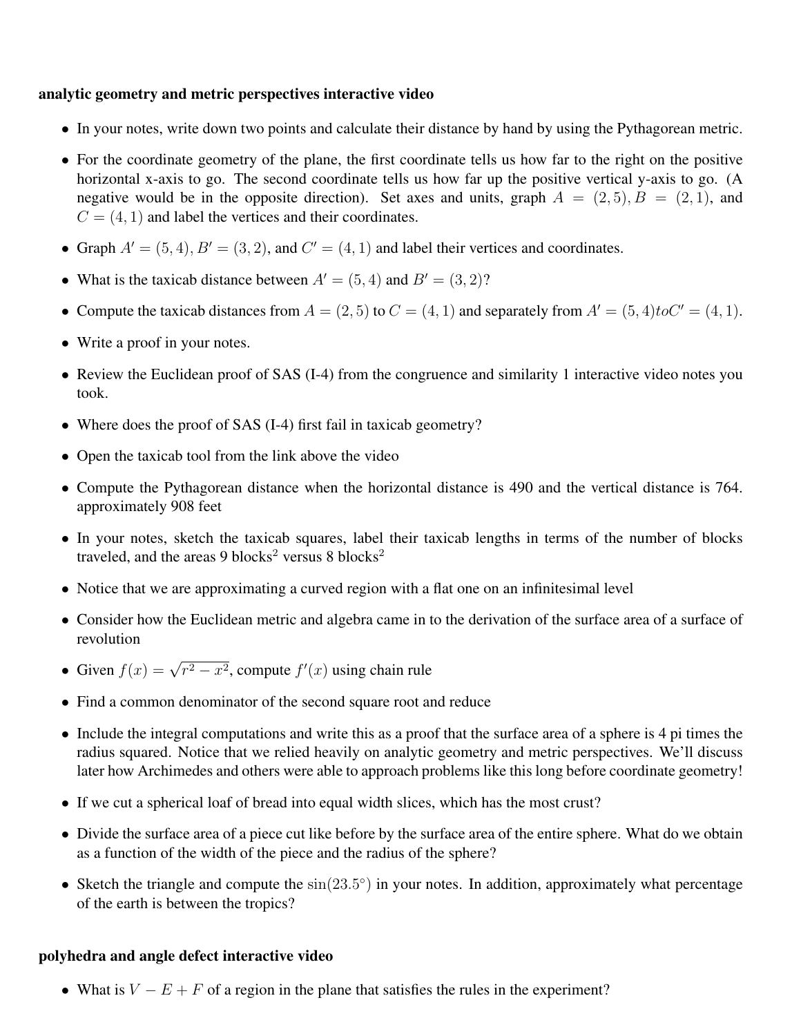**analytic geometry and metric perspectives interactive video**

- In your notes, write down two points and calculate their distance by hand by using the Pythagorean metric.
- For the coordinate geometry of the plane, the first coordinate tells us how far to the right on the positive horizontal x-axis to go. The second coordinate tells us how far up the positive vertical y-axis to go. (A negative would be in the opposite direction). Set axes and units, graph $A = (2, 5), B = (2, 1)$, and $C = (4, 1)$ and label the vertices and their coordinates.
- Graph $A' = (5, 4), B' = (3, 2)$, and $C' = (4, 1)$ and label their vertices and coordinates.
- What is the taxicab distance between $A' = (5, 4)$ and $B' = (3, 2)$?
- Compute the taxicab distances from $A = (2, 5)$ to $C = (4, 1)$ and separately from $A' = (5, 4) to C' = (4, 1)$.
- Write a proof in your notes.
- Review the Euclidean proof of SAS (I-4) from the congruence and similarity 1 interactive video notes you took.
- Where does the proof of SAS (I-4) first fail in taxicab geometry?
- Open the taxicab tool from the link above the video
- Compute the Pythagorean distance when the horizontal distance is 490 and the vertical distance is 764. approximately 908 feet
- In your notes, sketch the taxicab squares, label their taxicab lengths in terms of the number of blocks traveled, and the areas 9 blocks$^2$ versus 8 blocks$^2$
- Notice that we are approximating a curved region with a flat one on an infinitesimal level
- Consider how the Euclidean metric and algebra came in to the derivation of the surface area of a surface of revolution
- Given $f(x) = \sqrt{r^2 - x^2}$, compute $f'(x)$ using chain rule
- Find a common denominator of the second square root and reduce
- Include the integral computations and write this as a proof that the surface area of a sphere is 4 pi times the radius squared. Notice that we relied heavily on analytic geometry and metric perspectives. We'll discuss later how Archimedes and others were able to approach problems like this long before coordinate geometry!
- If we cut a spherical loaf of bread into equal width slices, which has the most crust?
- Divide the surface area of a piece cut like before by the surface area of the entire sphere. What do we obtain as a function of the width of the piece and the radius of the sphere?
- Sketch the triangle and compute the $\sin(23.5°)$ in your notes. In addition, approximately what percentage of the earth is between the tropics?

**polyhedra and angle defect interactive video**

- What is $V - E + F$ of a region in the plane that satisfies the rules in the experiment?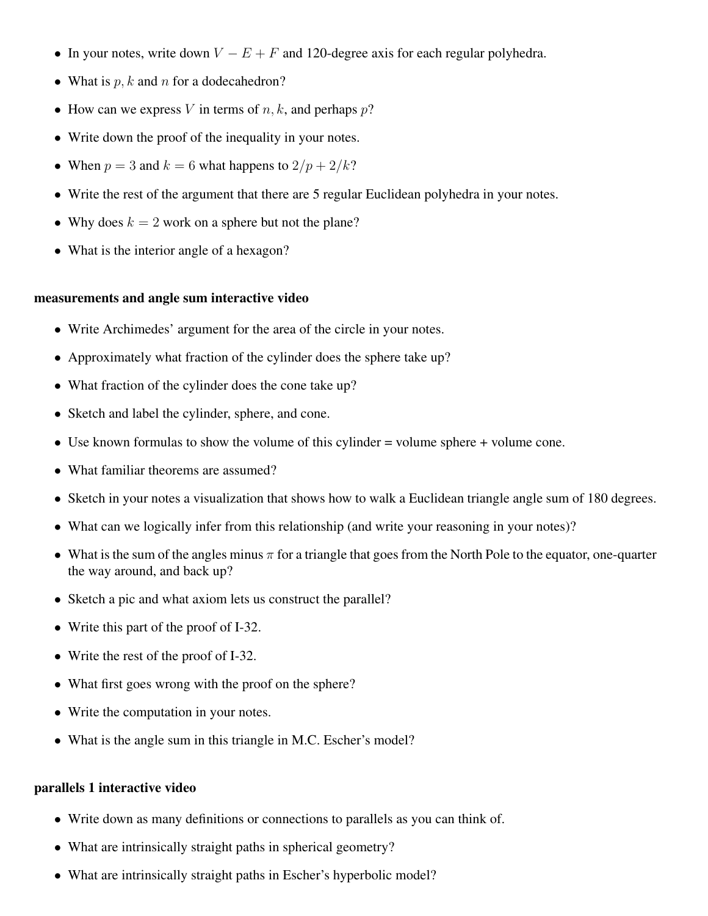- In your notes, write down $V - E + F$ and 120-degree axis for each regular polyhedra.
- What is $p, k$ and $n$ for a dodecahedron?
- How can we express $V$ in terms of $n, k$, and perhaps $p$?
- Write down the proof of the inequality in your notes.
- When $p = 3$ and $k = 6$ what happens to $2/p + 2/k$?
- Write the rest of the argument that there are 5 regular Euclidean polyhedra in your notes.
- Why does $k = 2$ work on a sphere but not the plane?
- What is the interior angle of a hexagon?

**measurements and angle sum interactive video**

- Write Archimedes' argument for the area of the circle in your notes.
- Approximately what fraction of the cylinder does the sphere take up?
- What fraction of the cylinder does the cone take up?
- Sketch and label the cylinder, sphere, and cone.
- Use known formulas to show the volume of this cylinder = volume sphere + volume cone.
- What familiar theorems are assumed?
- Sketch in your notes a visualization that shows how to walk a Euclidean triangle angle sum of 180 degrees.
- What can we logically infer from this relationship (and write your reasoning in your notes)?
- What is the sum of the angles minus $\pi$ for a triangle that goes from the North Pole to the equator, one-quarter the way around, and back up?
- Sketch a pic and what axiom lets us construct the parallel?
- Write this part of the proof of I-32.
- Write the rest of the proof of I-32.
- What first goes wrong with the proof on the sphere?
- Write the computation in your notes.
- What is the angle sum in this triangle in M.C. Escher's model?

**parallels 1 interactive video**

- Write down as many definitions or connections to parallels as you can think of.
- What are intrinsically straight paths in spherical geometry?
- What are intrinsically straight paths in Escher's hyperbolic model?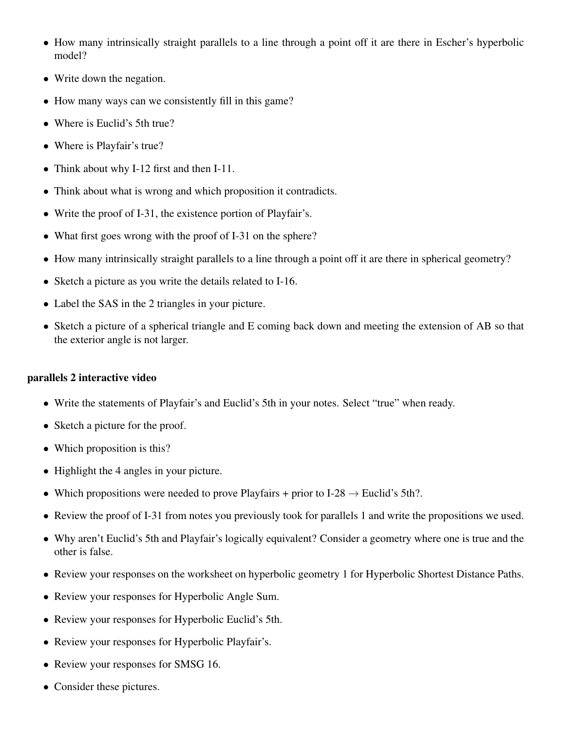- How many intrinsically straight parallels to a line through a point off it are there in Escher's hyperbolic model?
- Write down the negation.
- How many ways can we consistently fill in this game?
- Where is Euclid's 5th true?
- Where is Playfair's true?
- Think about why I-12 first and then I-11.
- Think about what is wrong and which proposition it contradicts.
- Write the proof of I-31, the existence portion of Playfair's.
- What first goes wrong with the proof of I-31 on the sphere?
- How many intrinsically straight parallels to a line through a point off it are there in spherical geometry?
- Sketch a picture as you write the details related to I-16.
- Label the SAS in the 2 triangles in your picture.
- Sketch a picture of a spherical triangle and E coming back down and meeting the extension of AB so that the exterior angle is not larger.

**parallels 2 interactive video**

- Write the statements of Playfair's and Euclid's 5th in your notes. Select "true" when ready.
- Sketch a picture for the proof.
- Which proposition is this?
- Highlight the 4 angles in your picture.
- Which propositions were needed to prove Playfairs + prior to I-28 $\rightarrow$ Euclid's 5th?.
- Review the proof of I-31 from notes you previously took for parallels 1 and write the propositions we used.
- Why aren't Euclid's 5th and Playfair's logically equivalent? Consider a geometry where one is true and the other is false.
- Review your responses on the worksheet on hyperbolic geometry 1 for Hyperbolic Shortest Distance Paths.
- Review your responses for Hyperbolic Angle Sum.
- Review your responses for Hyperbolic Euclid's 5th.
- Review your responses for Hyperbolic Playfair's.
- Review your responses for SMSG 16.
- Consider these pictures.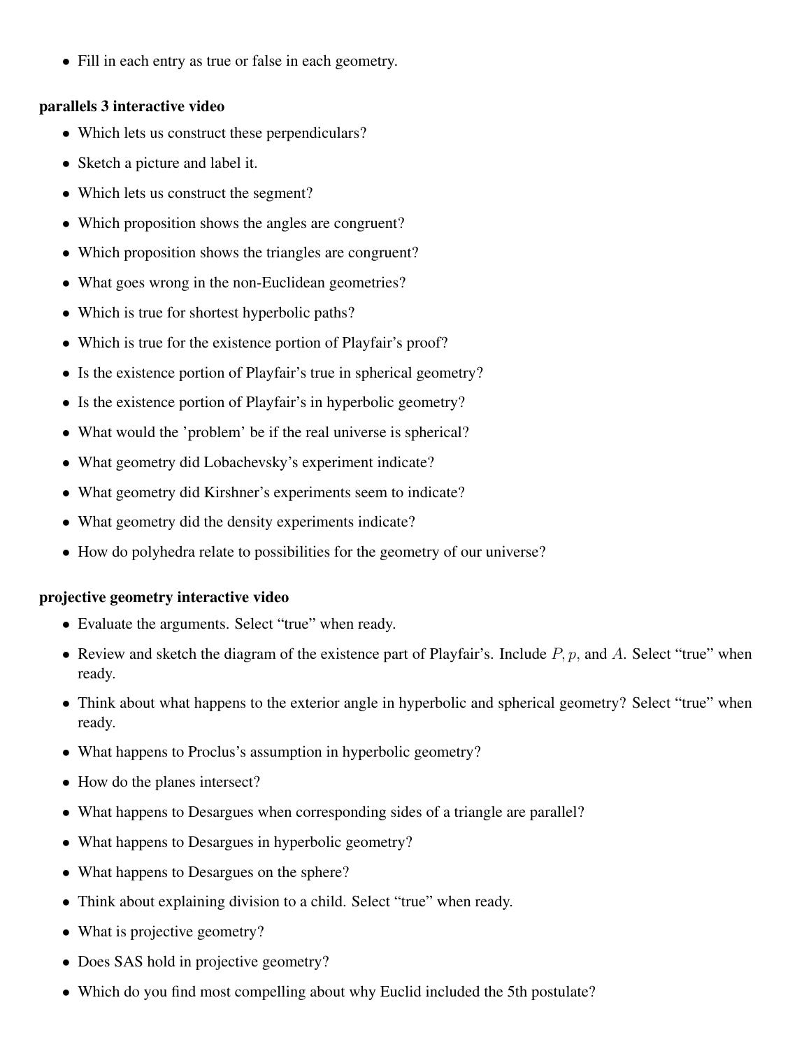- Fill in each entry as true or false in each geometry.

**parallels 3 interactive video**

- Which lets us construct these perpendiculars?
- Sketch a picture and label it.
- Which lets us construct the segment?
- Which proposition shows the angles are congruent?
- Which proposition shows the triangles are congruent?
- What goes wrong in the non-Euclidean geometries?
- Which is true for shortest hyperbolic paths?
- Which is true for the existence portion of Playfair's proof?
- Is the existence portion of Playfair's true in spherical geometry?
- Is the existence portion of Playfair's in hyperbolic geometry?
- What would the 'problem' be if the real universe is spherical?
- What geometry did Lobachevsky's experiment indicate?
- What geometry did Kirshner's experiments seem to indicate?
- What geometry did the density experiments indicate?
- How do polyhedra relate to possibilities for the geometry of our universe?

**projective geometry interactive video**

- Evaluate the arguments. Select "true" when ready.
- Review and sketch the diagram of the existence part of Playfair's. Include $P, p,$ and $A$. Select "true" when ready.
- Think about what happens to the exterior angle in hyperbolic and spherical geometry? Select "true" when ready.
- What happens to Proclus's assumption in hyperbolic geometry?
- How do the planes intersect?
- What happens to Desargues when corresponding sides of a triangle are parallel?
- What happens to Desargues in hyperbolic geometry?
- What happens to Desargues on the sphere?
- Think about explaining division to a child. Select "true" when ready.
- What is projective geometry?
- Does SAS hold in projective geometry?
- Which do you find most compelling about why Euclid included the 5th postulate?